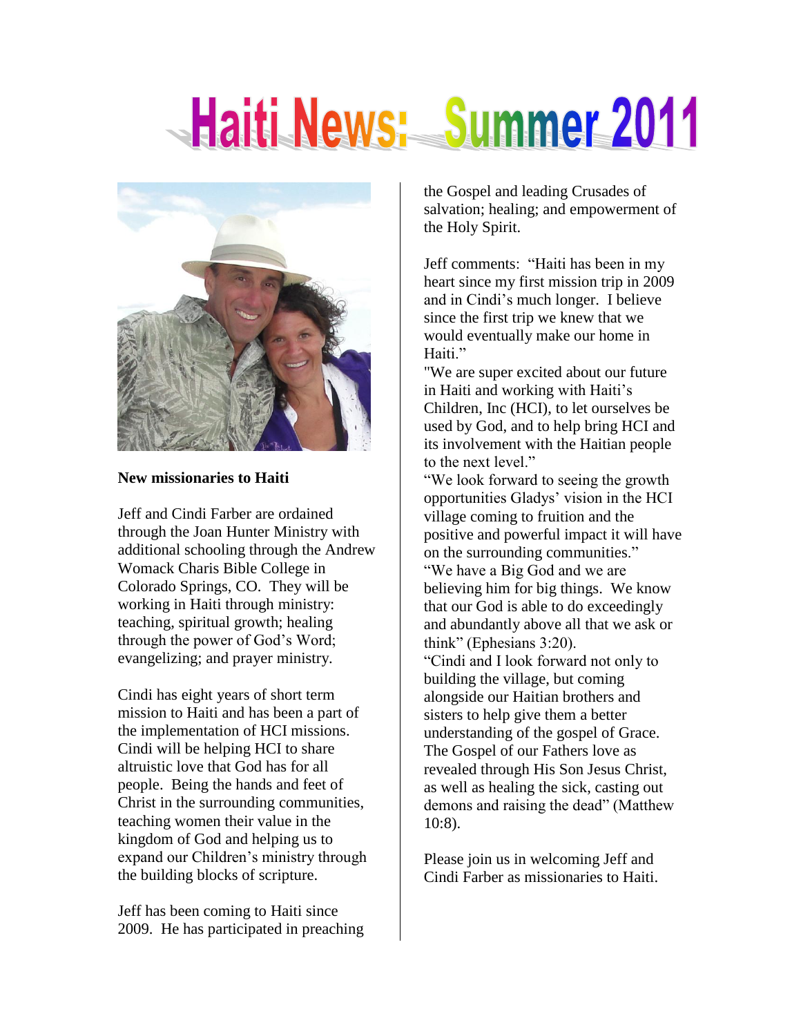# Haiti News: Summer 2011

**New missionaries to Haiti**

Jeff and Cindi Farber are ordained through the Joan Hunter Ministry with additional schooling through the Andrew Womack Charis Bible College in Colorado Springs, CO. They will be working in Haiti through ministry: teaching, spiritual growth; healing through the power of God's Word; evangelizing; and prayer ministry.

Cindi has eight years of short term mission to Haiti and has been a part of the implementation of HCI missions. Cindi will be helping HCI to share altruistic love that God has for all people. Being the hands and feet of Christ in the surrounding communities, teaching women their value in the kingdom of God and helping us to expand our Children's ministry through the building blocks of scripture.

Jeff has been coming to Haiti since 2009. He has participated in preaching the Gospel and leading Crusades of salvation; healing; and empowerment of the Holy Spirit.

Jeff comments: "Haiti has been in my heart since my first mission trip in 2009 and in Cindi's much longer. I believe since the first trip we knew that we would eventually make our home in Haiti."

"We are super excited about our future in Haiti and working with Haiti's Children, Inc (HCI), to let ourselves be used by God, and to help bring HCI and its involvement with the Haitian people to the next level."

"We look forward to seeing the growth opportunities Gladys' vision in the HCI village coming to fruition and the positive and powerful impact it will have on the surrounding communities."

"We have a Big God and we are believing him for big things. We know that our God is able to do exceedingly and abundantly above all that we ask or think" (Ephesians 3:20).

"Cindi and I look forward not only to building the village, but coming alongside our Haitian brothers and sisters to help give them a better understanding of the gospel of Grace. The Gospel of our Fathers love as revealed through His Son Jesus Christ, as well as healing the sick, casting out demons and raising the dead" (Matthew 10:8).

Please join us in welcoming Jeff and Cindi Farber as missionaries to Haiti.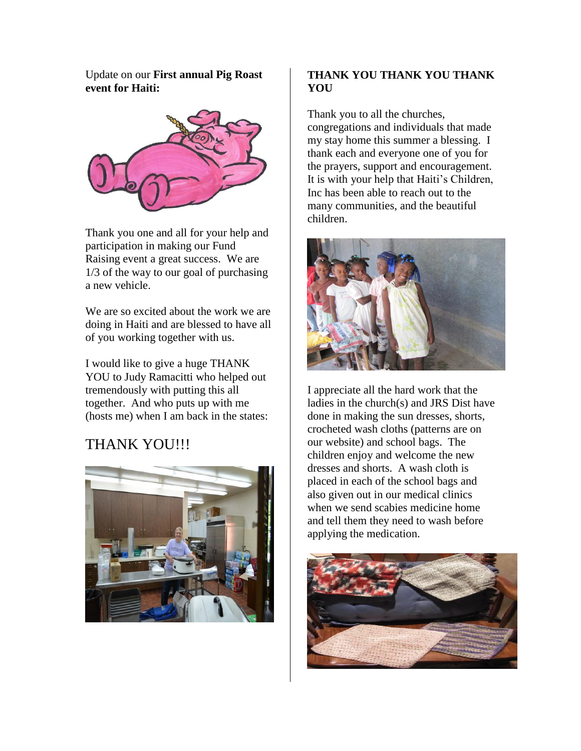Update on our **First annual Pig Roast event for Haiti:**

Thank you one and all for your help and participation in making our Fund Raising event a great success. We are 1/3 of the way to our goal of purchasing a new vehicle.

We are so excited about the work we are doing in Haiti and are blessed to have all of you working together with us.

I would like to give a huge THANK YOU to Judy Ramacitti who helped out tremendously with putting this all together. And who puts up with me (hosts me) when I am back in the states:

## THANK YOU!!!

**THANK YOU THANK YOU THANK YOU**

Thank you to all the churches, congregations and individuals that made my stay home this summer a blessing. I thank each and everyone one of you for the prayers, support and encouragement. It is with your help that Haiti's Children, Inc has been able to reach out to the many communities, and the beautiful children.

I appreciate all the hard work that the ladies in the church(s) and JRS Dist have done in making the sun dresses, shorts, crocheted wash cloths (patterns are on our website) and school bags. The children enjoy and welcome the new dresses and shorts. A wash cloth is placed in each of the school bags and also given out in our medical clinics when we send scabies medicine home and tell them they need to wash before applying the medication.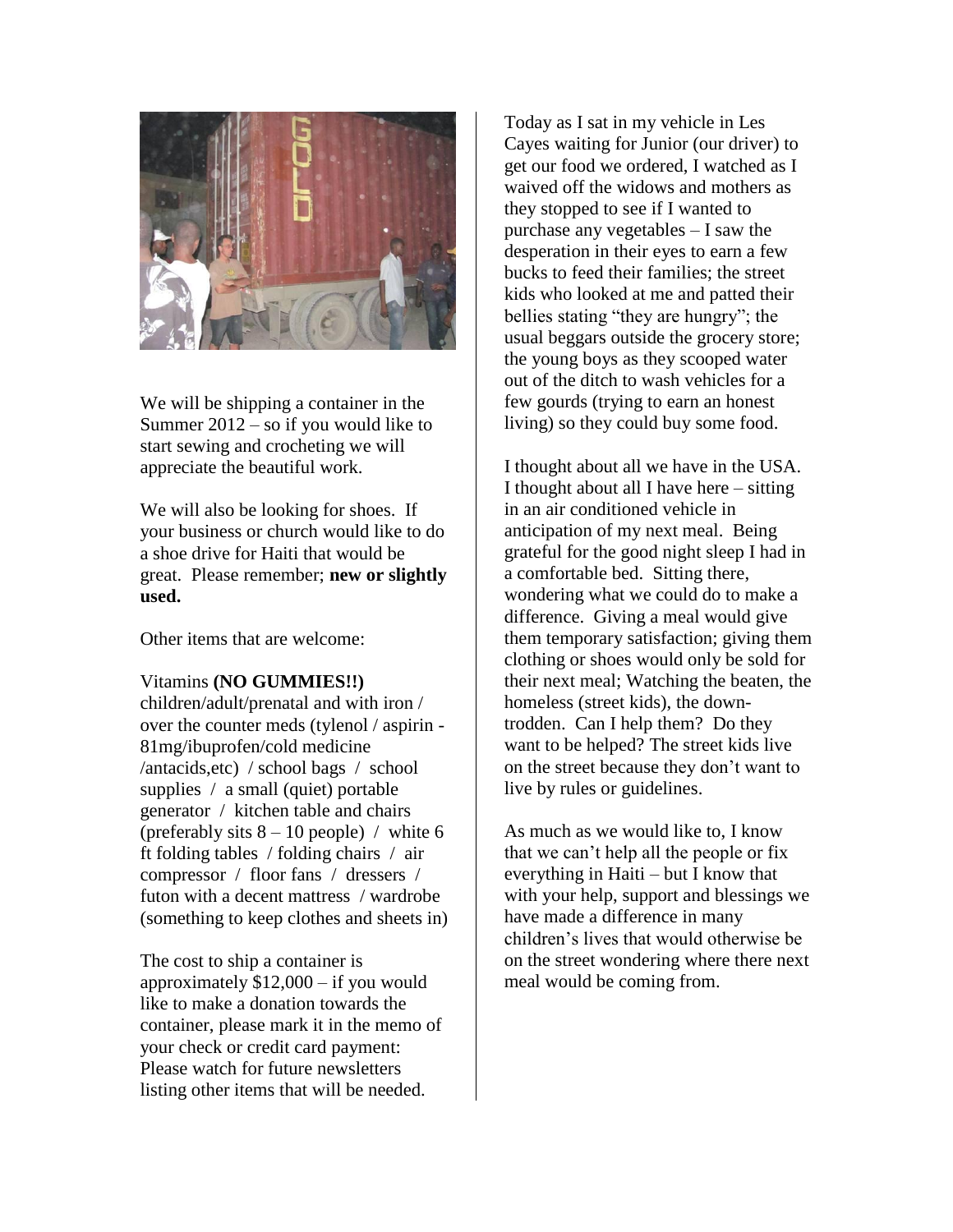We will be shipping a container in the Summer 2012 – so if you would like to start sewing and crocheting we will appreciate the beautiful work.

We will also be looking for shoes. If your business or church would like to do a shoe drive for Haiti that would be great. Please remember; **new or slightly used.**

Other items that are welcome:

Vitamins **(NO GUMMIES!!)** children/adult/prenatal and with iron / over the counter meds (tylenol / aspirin - 81mg/ibuprofen/cold medicine /antacids,etc) / school bags / school supplies / a small (quiet) portable generator / kitchen table and chairs (preferably sits 8 – 10 people) / white 6 ft folding tables / folding chairs / air compressor / floor fans / dressers / futon with a decent mattress / wardrobe (something to keep clothes and sheets in)

The cost to ship a container is approximately $12,000 – if you would like to make a donation towards the container, please mark it in the memo of your check or credit card payment: Please watch for future newsletters listing other items that will be needed.

Today as I sat in my vehicle in Les Cayes waiting for Junior (our driver) to get our food we ordered, I watched as I waived off the widows and mothers as they stopped to see if I wanted to purchase any vegetables – I saw the desperation in their eyes to earn a few bucks to feed their families; the street kids who looked at me and patted their bellies stating "they are hungry"; the usual beggars outside the grocery store; the young boys as they scooped water out of the ditch to wash vehicles for a few gourds (trying to earn an honest living) so they could buy some food.

I thought about all we have in the USA. I thought about all I have here – sitting in an air conditioned vehicle in anticipation of my next meal. Being grateful for the good night sleep I had in a comfortable bed. Sitting there, wondering what we could do to make a difference. Giving a meal would give them temporary satisfaction; giving them clothing or shoes would only be sold for their next meal; Watching the beaten, the homeless (street kids), the down-trodden. Can I help them? Do they want to be helped? The street kids live on the street because they don't want to live by rules or guidelines.

As much as we would like to, I know that we can't help all the people or fix everything in Haiti – but I know that with your help, support and blessings we have made a difference in many children's lives that would otherwise be on the street wondering where there next meal would be coming from.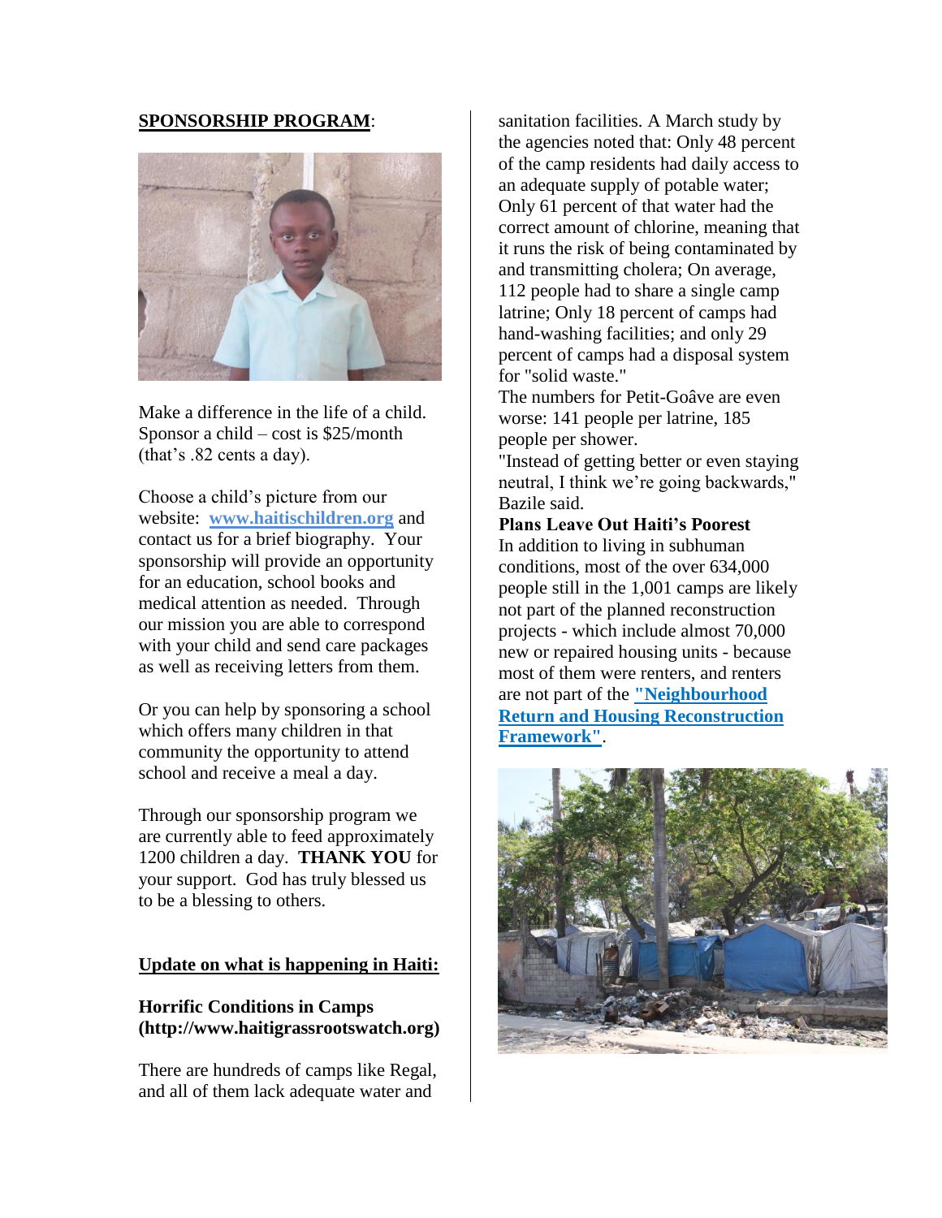**SPONSORSHIP PROGRAM**:

Make a difference in the life of a child. Sponsor a child – cost is $25/month (that's .82 cents a day).

Choose a child's picture from our website: **[www.haitischildren.org](http://www.haitischildren.org)** and contact us for a brief biography. Your sponsorship will provide an opportunity for an education, school books and medical attention as needed. Through our mission you are able to correspond with your child and send care packages as well as receiving letters from them.

Or you can help by sponsoring a school which offers many children in that community the opportunity to attend school and receive a meal a day.

Through our sponsorship program we are currently able to feed approximately 1200 children a day. **THANK YOU** for your support. God has truly blessed us to be a blessing to others.

**Update on what is happening in Haiti:**

**Horrific Conditions in Camps (http://www.haitigrassrootswatch.org)**

There are hundreds of camps like Regal, and all of them lack adequate water and sanitation facilities. A March study by the agencies noted that: Only 48 percent of the camp residents had daily access to an adequate supply of potable water; Only 61 percent of that water had the correct amount of chlorine, meaning that it runs the risk of being contaminated by and transmitting cholera; On average, 112 people had to share a single camp latrine; Only 18 percent of camps had hand-washing facilities; and only 29 percent of camps had a disposal system for "solid waste."

The numbers for Petit-Goâve are even worse: 141 people per latrine, 185 people per shower.

"Instead of getting better or even staying neutral, I think we're going backwards," Bazile said.

**Plans Leave Out Haiti's Poorest**

In addition to living in subhuman conditions, most of the over 634,000 people still in the 1,001 camps are likely not part of the planned reconstruction projects - which include almost 70,000 new or repaired housing units - because most of them were renters, and renters are not part of the **"Neighbourhood Return and Housing Reconstruction Framework"**.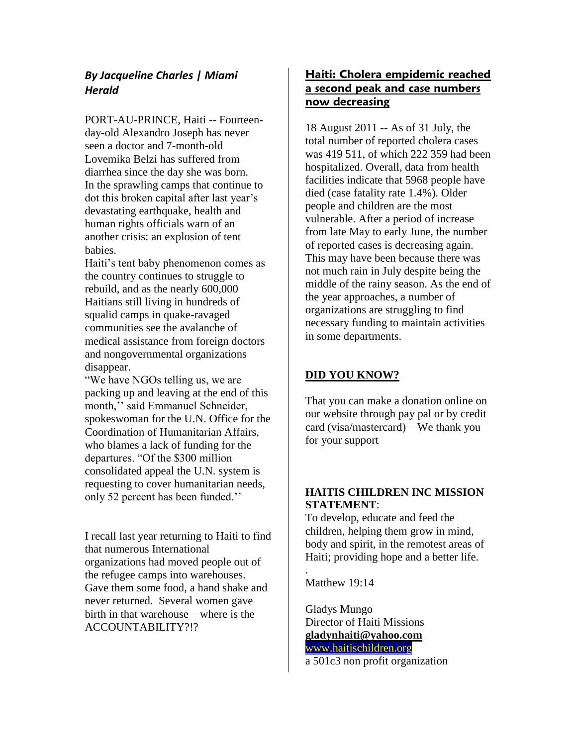***By Jacqueline Charles | Miami Herald***

PORT-AU-PRINCE, Haiti -- Fourteen-day-old Alexandro Joseph has never seen a doctor and 7-month-old Lovemika Belzi has suffered from diarrhea since the day she was born. In the sprawling camps that continue to dot this broken capital after last year's devastating earthquake, health and human rights officials warn of an another crisis: an explosion of tent babies.

Haiti's tent baby phenomenon comes as the country continues to struggle to rebuild, and as the nearly 600,000 Haitians still living in hundreds of squalid camps in quake-ravaged communities see the avalanche of medical assistance from foreign doctors and nongovernmental organizations disappear.

"We have NGOs telling us, we are packing up and leaving at the end of this month,'' said Emmanuel Schneider, spokeswoman for the U.N. Office for the Coordination of Humanitarian Affairs, who blames a lack of funding for the departures. "Of the $300 million consolidated appeal the U.N. system is requesting to cover humanitarian needs, only 52 percent has been funded.''

I recall last year returning to Haiti to find that numerous International organizations had moved people out of the refugee camps into warehouses. Gave them some food, a hand shake and never returned. Several women gave birth in that warehouse – where is the ACCOUNTABILITY?!?

## Haiti: Cholera empidemic reached a second peak and case numbers now decreasing

18 August 2011 -- As of 31 July, the total number of reported cholera cases was 419 511, of which 222 359 had been hospitalized. Overall, data from health facilities indicate that 5968 people have died (case fatality rate 1.4%). Older people and children are the most vulnerable. After a period of increase from late May to early June, the number of reported cases is decreasing again. This may have been because there was not much rain in July despite being the middle of the rainy season. As the end of the year approaches, a number of organizations are struggling to find necessary funding to maintain activities in some departments.

## DID YOU KNOW?

That you can make a donation online on our website through pay pal or by credit card (visa/mastercard) – We thank you for your support

**HAITIS CHILDREN INC MISSION STATEMENT**:

To develop, educate and feed the children, helping them grow in mind, body and spirit, in the remotest areas of Haiti; providing hope and a better life.

.

Matthew 19:14

Gladys Mungo
Director of Haiti Missions
**gladynhaiti@yahoo.com**
www.haitischildren.org
a 501c3 non profit organization